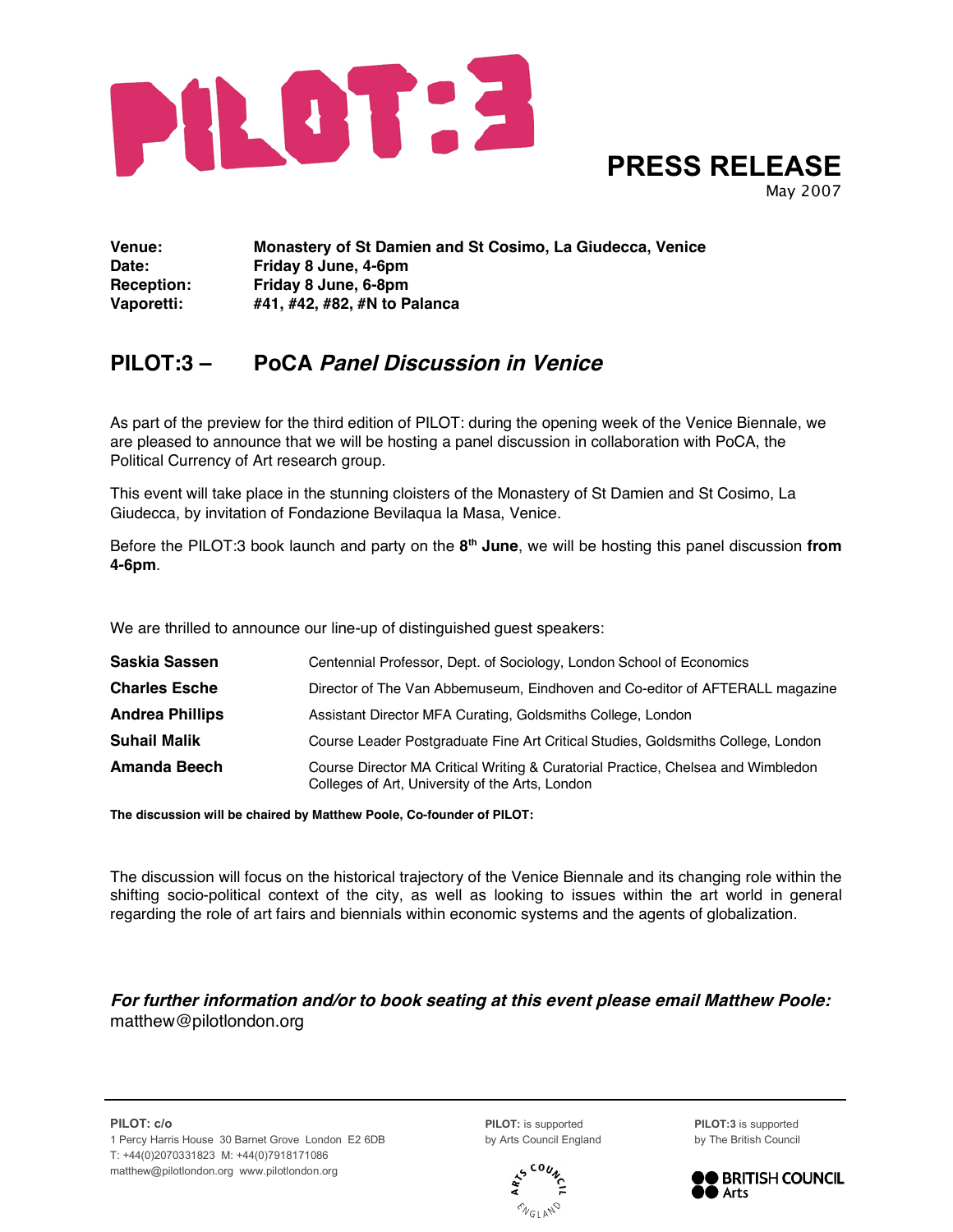# PILOT:3

## PRESS RELEASE

May 2007

| | |
|---|---|
| **Venue:** | **Monastery of St Damien and St Cosimo, La Giudecca, Venice** |
| **Date:** | **Friday 8 June, 4-6pm** |
| **Reception:** | **Friday 8 June, 6-8pm** |
| **Vaporetti:** | **#41, #42, #82, #N to Palanca** |

## PILOT:3 – PoCA *Panel Discussion in Venice*

As part of the preview for the third edition of PILOT: during the opening week of the Venice Biennale, we are pleased to announce that we will be hosting a panel discussion in collaboration with PoCA, the Political Currency of Art research group.

This event will take place in the stunning cloisters of the Monastery of St Damien and St Cosimo, La Giudecca, by invitation of Fondazione Bevilaqua la Masa, Venice.

Before the PILOT:3 book launch and party on the **8th June**, we will be hosting this panel discussion **from 4-6pm**.

We are thrilled to announce our line-up of distinguished guest speakers:

| | |
|---|---|
| **Saskia Sassen** | Centennial Professor, Dept. of Sociology, London School of Economics |
| **Charles Esche** | Director of The Van Abbemuseum, Eindhoven and Co-editor of AFTERALL magazine |
| **Andrea Phillips** | Assistant Director MFA Curating, Goldsmiths College, London |
| **Suhail Malik** | Course Leader Postgraduate Fine Art Critical Studies, Goldsmiths College, London |
| **Amanda Beech** | Course Director MA Critical Writing & Curatorial Practice, Chelsea and Wimbledon Colleges of Art, University of the Arts, London |

**The discussion will be chaired by Matthew Poole, Co-founder of PILOT:**

The discussion will focus on the historical trajectory of the Venice Biennale and its changing role within the shifting socio-political context of the city, as well as looking to issues within the art world in general regarding the role of art fairs and biennials within economic systems and the agents of globalization.

***For further information and/or to book seating at this event please email Matthew Poole:***
matthew@pilotlondon.org

---

**PILOT: c/o**
1 Percy Harris House 30 Barnet Grove London E2 6DB
T: +44(0)2070331823 M: +44(0)7918171086
matthew@pilotlondon.org www.pilotlondon.org

**PILOT:** is supported by Arts Council England

**PILOT:3** is supported by The British Council

ARTS COUNCIL ENGLAND

BRITISH COUNCIL Arts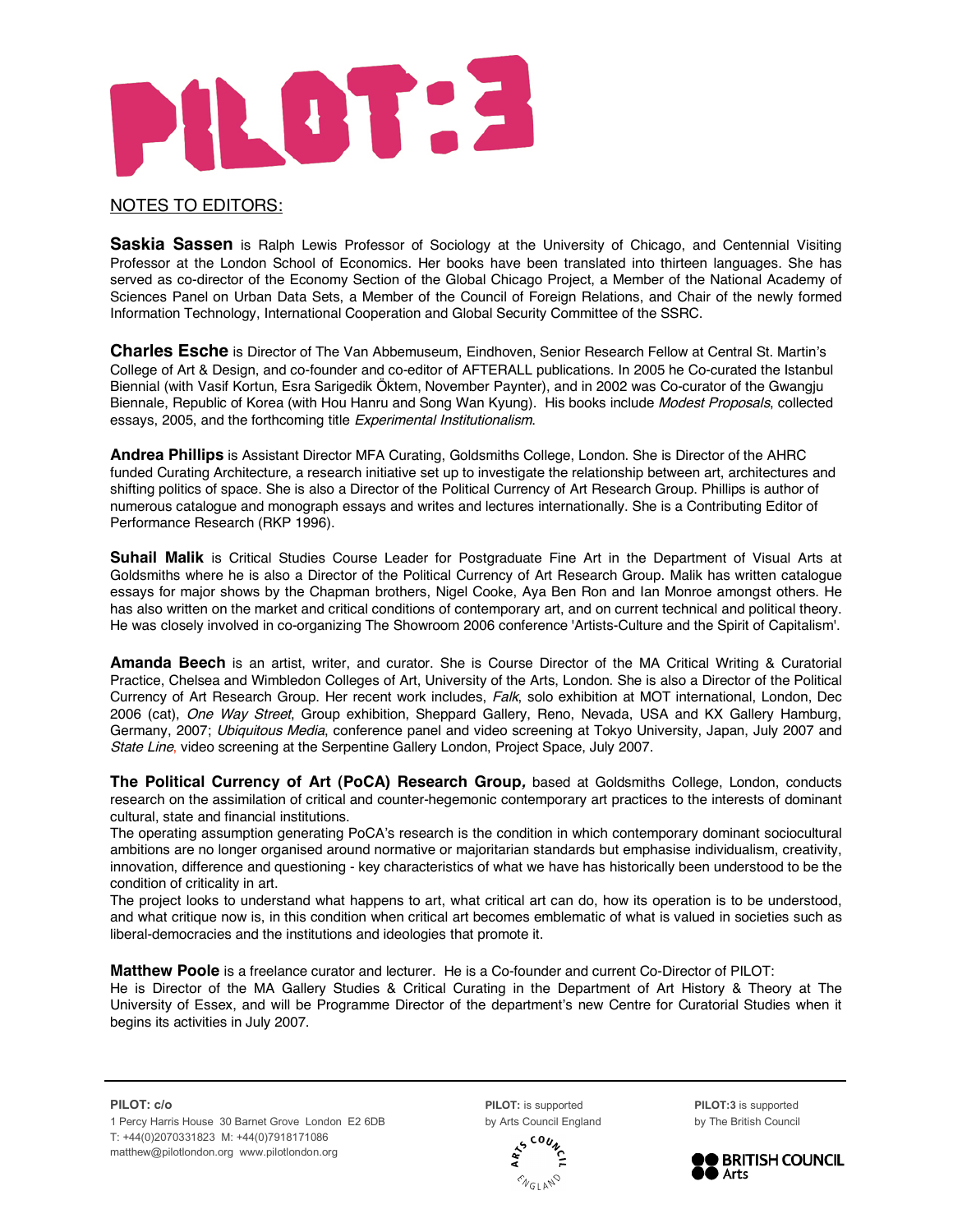# PILOT:3

NOTES TO EDITORS:

**Saskia Sassen** is Ralph Lewis Professor of Sociology at the University of Chicago, and Centennial Visiting Professor at the London School of Economics. Her books have been translated into thirteen languages. She has served as co-director of the Economy Section of the Global Chicago Project, a Member of the National Academy of Sciences Panel on Urban Data Sets, a Member of the Council of Foreign Relations, and Chair of the newly formed Information Technology, International Cooperation and Global Security Committee of the SSRC.

**Charles Esche** is Director of The Van Abbemuseum, Eindhoven, Senior Research Fellow at Central St. Martin's College of Art & Design, and co-founder and co-editor of AFTERALL publications. In 2005 he Co-curated the Istanbul Biennial (with Vasif Kortun, Esra Sarigedik Öktem, November Paynter), and in 2002 was Co-curator of the Gwangju Biennale, Republic of Korea (with Hou Hanru and Song Wan Kyung). His books include *Modest Proposals*, collected essays, 2005, and the forthcoming title *Experimental Institutionalism*.

**Andrea Phillips** is Assistant Director MFA Curating, Goldsmiths College, London. She is Director of the AHRC funded Curating Architecture, a research initiative set up to investigate the relationship between art, architectures and shifting politics of space. She is also a Director of the Political Currency of Art Research Group. Phillips is author of numerous catalogue and monograph essays and writes and lectures internationally. She is a Contributing Editor of Performance Research (RKP 1996).

**Suhail Malik** is Critical Studies Course Leader for Postgraduate Fine Art in the Department of Visual Arts at Goldsmiths where he is also a Director of the Political Currency of Art Research Group. Malik has written catalogue essays for major shows by the Chapman brothers, Nigel Cooke, Aya Ben Ron and Ian Monroe amongst others. He has also written on the market and critical conditions of contemporary art, and on current technical and political theory. He was closely involved in co-organizing The Showroom 2006 conference 'Artists-Culture and the Spirit of Capitalism'.

**Amanda Beech** is an artist, writer, and curator. She is Course Director of the MA Critical Writing & Curatorial Practice, Chelsea and Wimbledon Colleges of Art, University of the Arts, London. She is also a Director of the Political Currency of Art Research Group. Her recent work includes, *Falk*, solo exhibition at MOT international, London, Dec 2006 (cat), *One Way Street*, Group exhibition, Sheppard Gallery, Reno, Nevada, USA and KX Gallery Hamburg, Germany, 2007; *Ubiquitous Media*, conference panel and video screening at Tokyo University, Japan, July 2007 and *State Line*, video screening at the Serpentine Gallery London, Project Space, July 2007.

**The Political Currency of Art (PoCA) Research Group***,* based at Goldsmiths College, London, conducts research on the assimilation of critical and counter-hegemonic contemporary art practices to the interests of dominant cultural, state and financial institutions.
The operating assumption generating PoCA's research is the condition in which contemporary dominant sociocultural ambitions are no longer organised around normative or majoritarian standards but emphasise individualism, creativity, innovation, difference and questioning - key characteristics of what we have has historically been understood to be the condition of criticality in art.
The project looks to understand what happens to art, what critical art can do, how its operation is to be understood, and what critique now is, in this condition when critical art becomes emblematic of what is valued in societies such as liberal-democracies and the institutions and ideologies that promote it.

**Matthew Poole** is a freelance curator and lecturer. He is a Co-founder and current Co-Director of PILOT:
He is Director of the MA Gallery Studies & Critical Curating in the Department of Art History & Theory at The University of Essex, and will be Programme Director of the department's new Centre for Curatorial Studies when it begins its activities in July 2007.

---

**PILOT: c/o**
1 Percy Harris House 30 Barnet Grove London E2 6DB
T: +44(0)2070331823 M: +44(0)7918171086
matthew@pilotlondon.org www.pilotlondon.org

**PILOT:** is supported by Arts Council England

**PILOT:3** is supported by The British Council

ARTS COUNCIL ENGLAND

BRITISH COUNCIL Arts